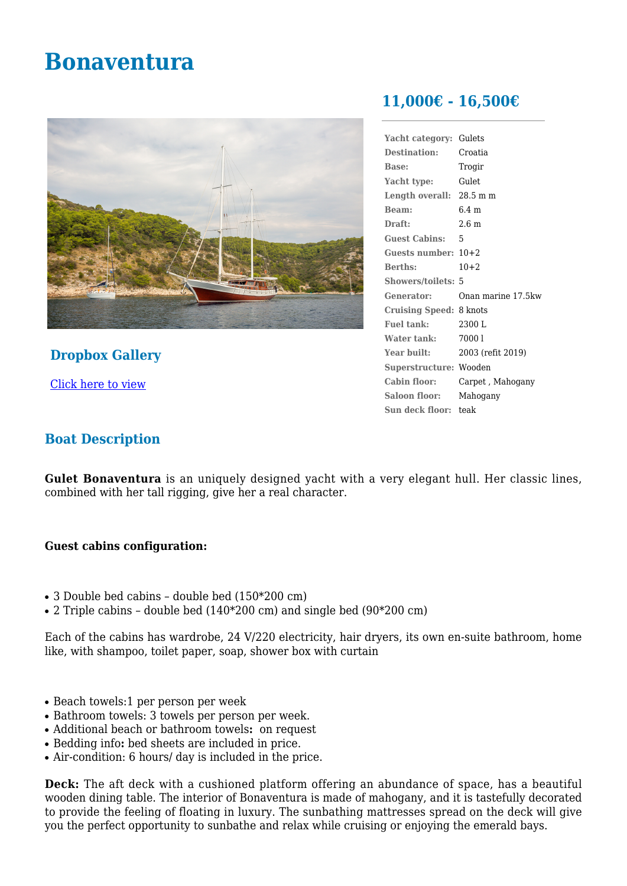# Bonaventura

## 11,000€ - 16,500€

| | |
|---|---|
| **Yacht category:** | Gulets |
| **Destination:** | Croatia |
| **Base:** | Trogir |
| **Yacht type:** | Gulet |
| **Length overall:** | 28.5 m m |
| **Beam:** | 6.4 m |
| **Draft:** | 2.6 m |
| **Guest Cabins:** | 5 |
| **Guests number:** | 10+2 |
| **Berths:** | 10+2 |
| **Showers/toilets:** | 5 |
| **Generator:** | Onan marine 17.5kw |
| **Cruising Speed:** | 8 knots |
| **Fuel tank:** | 2300 L |
| **Water tank:** | 7000 l |
| **Year built:** | 2003 (refit 2019) |
| **Superstructure:** | Wooden |
| **Cabin floor:** | Carpet , Mahogany |
| **Saloon floor:** | Mahogany |
| **Sun deck floor:** | teak |

## Dropbox Gallery

Click here to view

## Boat Description

**Gulet Bonaventura** is an uniquely designed yacht with a very elegant hull. Her classic lines, combined with her tall rigging, give her a real character.

**Guest cabins configuration:**

- 3 Double bed cabins – double bed (150*200 cm)
- 2 Triple cabins – double bed (140*200 cm) and single bed (90*200 cm)

Each of the cabins has wardrobe, 24 V/220 electricity, hair dryers, its own en-suite bathroom, home like, with shampoo, toilet paper, soap, shower box with curtain

- Beach towels:1 per person per week
- Bathroom towels: 3 towels per person per week.
- Additional beach or bathroom towels**:** on request
- Bedding info**:** bed sheets are included in price.
- Air-condition: 6 hours/ day is included in the price.

**Deck:** The aft deck with a cushioned platform offering an abundance of space, has a beautiful wooden dining table. The interior of Bonaventura is made of mahogany, and it is tastefully decorated to provide the feeling of floating in luxury. The sunbathing mattresses spread on the deck will give you the perfect opportunity to sunbathe and relax while cruising or enjoying the emerald bays.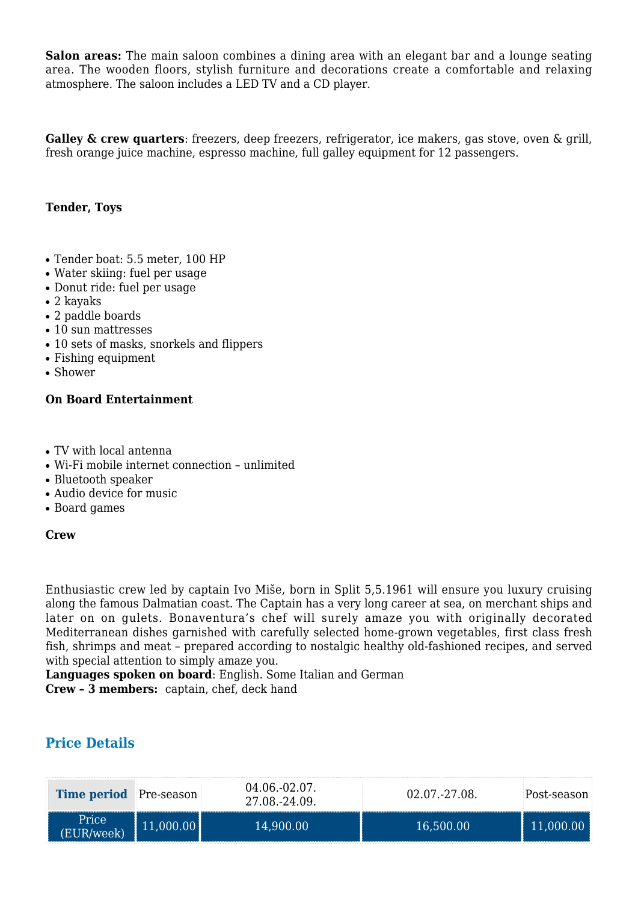**Salon areas:** The main saloon combines a dining area with an elegant bar and a lounge seating area. The wooden floors, stylish furniture and decorations create a comfortable and relaxing atmosphere. The saloon includes a LED TV and a CD player.

**Galley & crew quarters**: freezers, deep freezers, refrigerator, ice makers, gas stove, oven & grill, fresh orange juice machine, espresso machine, full galley equipment for 12 passengers.

**Tender, Toys**

- Tender boat: 5.5 meter, 100 HP
- Water skiing: fuel per usage
- Donut ride: fuel per usage
- 2 kayaks
- 2 paddle boards
- 10 sun mattresses
- 10 sets of masks, snorkels and flippers
- Fishing equipment
- Shower

**On Board Entertainment**

- TV with local antenna
- Wi-Fi mobile internet connection – unlimited
- Bluetooth speaker
- Audio device for music
- Board games

**Crew**

Enthusiastic crew led by captain Ivo Miše, born in Split 5,5.1961 will ensure you luxury cruising along the famous Dalmatian coast. The Captain has a very long career at sea, on merchant ships and later on on gulets. Bonaventura's chef will surely amaze you with originally decorated Mediterranean dishes garnished with carefully selected home-grown vegetables, first class fresh fish, shrimps and meat – prepared according to nostalgic healthy old-fashioned recipes, and served with special attention to simply amaze you.
**Languages spoken on board**: English. Some Italian and German
**Crew – 3 members:** captain, chef, deck hand

## Price Details

| Time period | Pre-season | 04.06.-02.07. 27.08.-24.09. | 02.07.-27.08. | Post-season |
|---|---|---|---|---|
| Price (EUR/week) | 11,000.00 | 14,900.00 | 16,500.00 | 11,000.00 |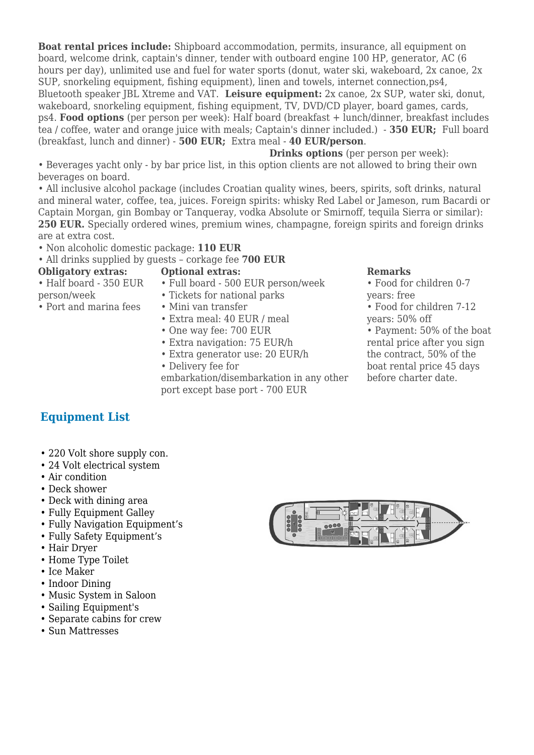**Boat rental prices include:** Shipboard accommodation, permits, insurance, all equipment on board, welcome drink, captain's dinner, tender with outboard engine 100 HP, generator, AC (6 hours per day), unlimited use and fuel for water sports (donut, water ski, wakeboard, 2x canoe, 2x SUP, snorkeling equipment, fishing equipment), linen and towels, internet connection,ps4, Bluetooth speaker JBL Xtreme and VAT. **Leisure equipment:** 2x canoe, 2x SUP, water ski, donut, wakeboard, snorkeling equipment, fishing equipment, TV, DVD/CD player, board games, cards, ps4. **Food options** (per person per week): Half board (breakfast + lunch/dinner, breakfast includes tea / coffee, water and orange juice with meals; Captain's dinner included.) - **350 EUR;** Full board (breakfast, lunch and dinner) - **500 EUR;** Extra meal - **40 EUR/person**.

**Drinks options** (per person per week):

- Beverages yacht only - by bar price list, in this option clients are not allowed to bring their own beverages on board.
- All inclusive alcohol package (includes Croatian quality wines, beers, spirits, soft drinks, natural and mineral water, coffee, tea, juices. Foreign spirits: whisky Red Label or Jameson, rum Bacardi or Captain Morgan, gin Bombay or Tanqueray, vodka Absolute or Smirnoff, tequila Sierra or similar): **250 EUR.** Specially ordered wines, premium wines, champagne, foreign spirits and foreign drinks are at extra cost.
- Non alcoholic domestic package: **110 EUR**
- All drinks supplied by guests – corkage fee **700 EUR**

**Obligatory extras:**

- Half board - 350 EUR person/week
- Port and marina fees

**Optional extras:**

- Full board - 500 EUR person/week
- Tickets for national parks
- Mini van transfer
- Extra meal: 40 EUR / meal
- One way fee: 700 EUR
- Extra navigation: 75 EUR/h
- Extra generator use: 20 EUR/h
- Delivery fee for embarkation/disembarkation in any other port except base port - 700 EUR

**Remarks**

- Food for children 0-7 years: free
- Food for children 7-12 years: 50% off
- Payment: 50% of the boat rental price after you sign the contract, 50% of the boat rental price 45 days before charter date.

## Equipment List

- 220 Volt shore supply con.
- 24 Volt electrical system
- Air condition
- Deck shower
- Deck with dining area
- Fully Equipment Galley
- Fully Navigation Equipment’s
- Fully Safety Equipment’s
- Hair Dryer
- Home Type Toilet
- Ice Maker
- Indoor Dining
- Music System in Saloon
- Sailing Equipment's
- Separate cabins for crew
- Sun Mattresses